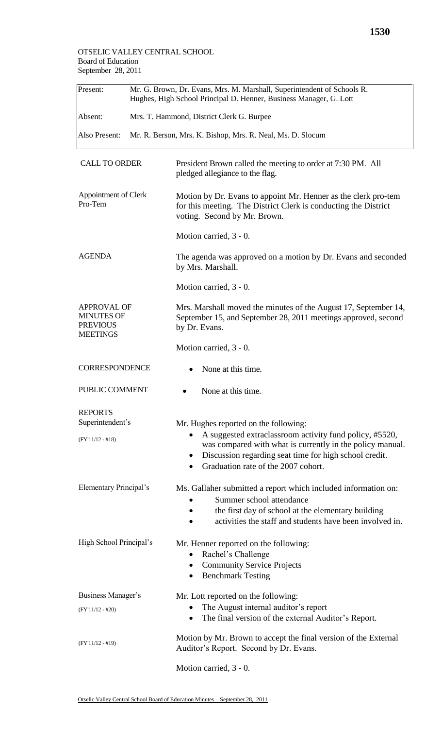OTSELIC VALLEY CENTRAL SCHOOL
Board of Education
September 28, 2011

| | |
|---|---|
| Present: | Mr. G. Brown, Dr. Evans, Mrs. M. Marshall, Superintendent of Schools R. Hughes, High School Principal D. Henner, Business Manager, G. Lott |
| Absent: | Mrs. T. Hammond, District Clerk G. Burpee |
| Also Present: | Mr. R. Berson, Mrs. K. Bishop, Mrs. R. Neal, Ms. D. Slocum |

**CALL TO ORDER**

President Brown called the meeting to order at 7:30 PM. All pledged allegiance to the flag.

**Appointment of Clerk Pro-Tem**

Motion by Dr. Evans to appoint Mr. Henner as the clerk pro-tem for this meeting. The District Clerk is conducting the District voting. Second by Mr. Brown.

Motion carried, 3 - 0.

**AGENDA**

The agenda was approved on a motion by Dr. Evans and seconded by Mrs. Marshall.

Motion carried, 3 - 0.

**APPROVAL OF MINUTES OF PREVIOUS MEETINGS**

Mrs. Marshall moved the minutes of the August 17, September 14, September 15, and September 28, 2011 meetings approved, second by Dr. Evans.

Motion carried, 3 - 0.

**CORRESPONDENCE**

- None at this time.

**PUBLIC COMMENT**

- None at this time.

**REPORTS**

**Superintendent's**

(FY'11/12 - #18)

Mr. Hughes reported on the following:

- A suggested extraclassroom activity fund policy, #5520, was compared with what is currently in the policy manual.
- Discussion regarding seat time for high school credit.
- Graduation rate of the 2007 cohort.

**Elementary Principal's**

Ms. Gallaher submitted a report which included information on:

- Summer school attendance
- the first day of school at the elementary building
- activities the staff and students have been involved in.

**High School Principal's**

Mr. Henner reported on the following:

- Rachel's Challenge
- Community Service Projects
- Benchmark Testing

**Business Manager's**

(FY'11/12 - #20)

Mr. Lott reported on the following:

- The August internal auditor's report
- The final version of the external Auditor's Report.

(FY'11/12 - #19)

Motion by Mr. Brown to accept the final version of the External Auditor's Report. Second by Dr. Evans.

Motion carried, 3 - 0.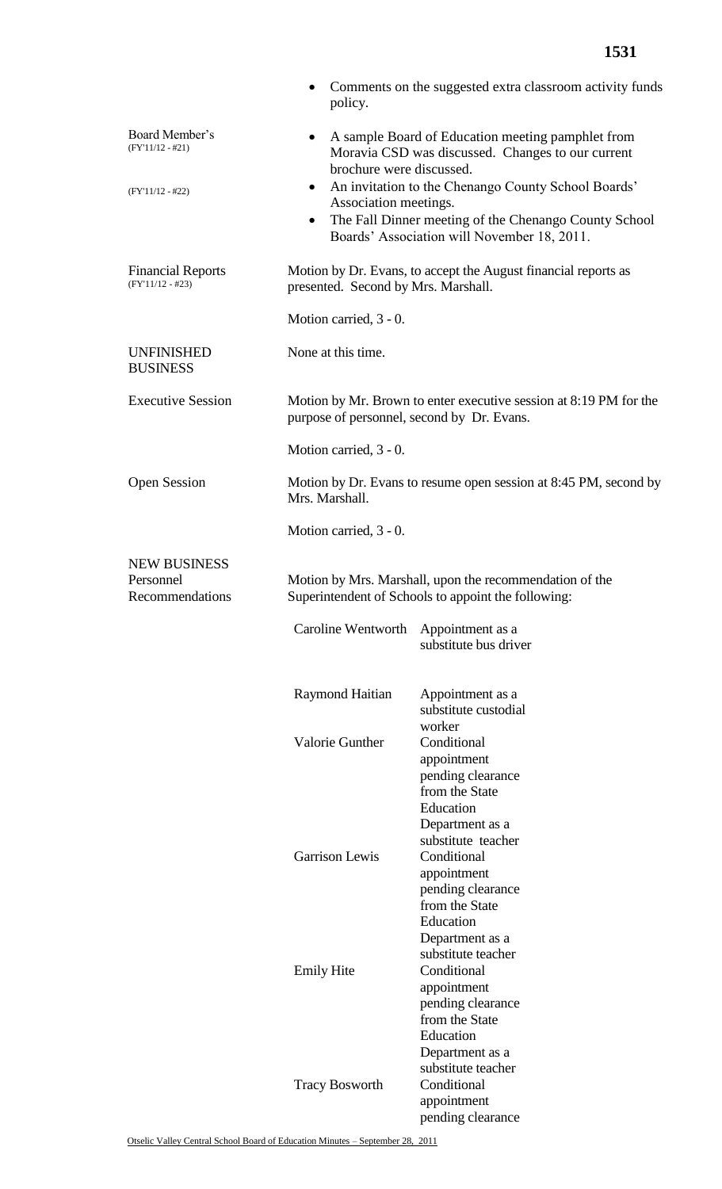- Comments on the suggested extra classroom activity funds policy.

Board Member's (FY'11/12 - #21)

- A sample Board of Education meeting pamphlet from Moravia CSD was discussed. Changes to our current brochure were discussed.

(FY'11/12 - #22)

- An invitation to the Chenango County School Boards' Association meetings.
- The Fall Dinner meeting of the Chenango County School Boards' Association will November 18, 2011.

Financial Reports (FY'11/12 - #23)

Motion by Dr. Evans, to accept the August financial reports as presented. Second by Mrs. Marshall.

Motion carried, 3 - 0.

UNFINISHED BUSINESS

None at this time.

Executive Session

Motion by Mr. Brown to enter executive session at 8:19 PM for the purpose of personnel, second by Dr. Evans.

Motion carried, 3 - 0.

Open Session

Motion by Dr. Evans to resume open session at 8:45 PM, second by Mrs. Marshall.

Motion carried, 3 - 0.

NEW BUSINESS
Personnel Recommendations

Motion by Mrs. Marshall, upon the recommendation of the Superintendent of Schools to appoint the following:

| | |
|---|---|
| Caroline Wentworth | Appointment as a substitute bus driver |
| Raymond Haitian | Appointment as a substitute custodial worker |
| Valorie Gunther | Conditional appointment pending clearance from the State Education Department as a substitute teacher |
| Garrison Lewis | Conditional appointment pending clearance from the State Education Department as a substitute teacher |
| Emily Hite | Conditional appointment pending clearance from the State Education Department as a substitute teacher |
| Tracy Bosworth | Conditional appointment pending clearance |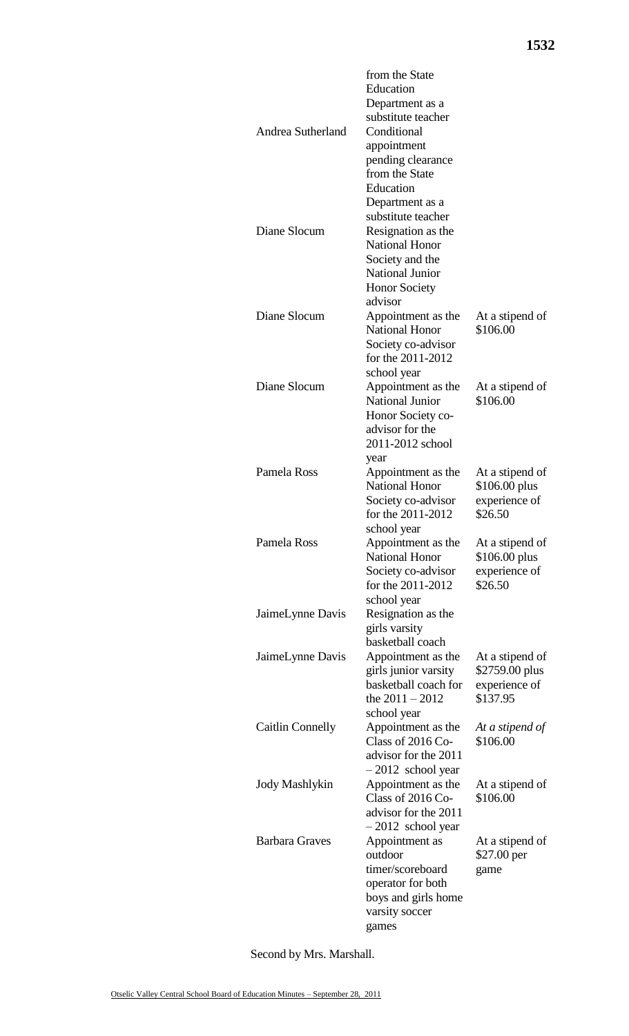| | | |
|---|---|---|
| | from the State Education Department as a substitute teacher | |
| Andrea Sutherland | Conditional appointment pending clearance from the State Education Department as a substitute teacher | |
| Diane Slocum | Resignation as the National Honor Society and the National Junior Honor Society advisor | |
| Diane Slocum | Appointment as the National Honor Society co-advisor for the 2011-2012 school year | At a stipend of $106.00 |
| Diane Slocum | Appointment as the National Junior Honor Society co-advisor for the 2011-2012 school year | At a stipend of $106.00 |
| Pamela Ross | Appointment as the National Honor Society co-advisor for the 2011-2012 school year | At a stipend of $106.00 plus experience of $26.50 |
| Pamela Ross | Appointment as the National Honor Society co-advisor for the 2011-2012 school year | At a stipend of $106.00 plus experience of $26.50 |
| JaimeLynne Davis | Resignation as the girls varsity basketball coach | |
| JaimeLynne Davis | Appointment as the girls junior varsity basketball coach for the 2011 – 2012 school year | At a stipend of $2759.00 plus experience of $137.95 |
| Caitlin Connelly | Appointment as the Class of 2016 Co-advisor for the 2011 – 2012 school year | *At a stipend of* $106.00 |
| Jody Mashlykin | Appointment as the Class of 2016 Co-advisor for the 2011 – 2012 school year | At a stipend of $106.00 |
| Barbara Graves | Appointment as outdoor timer/scoreboard operator for both boys and girls home varsity soccer games | At a stipend of $27.00 per game |

Second by Mrs. Marshall.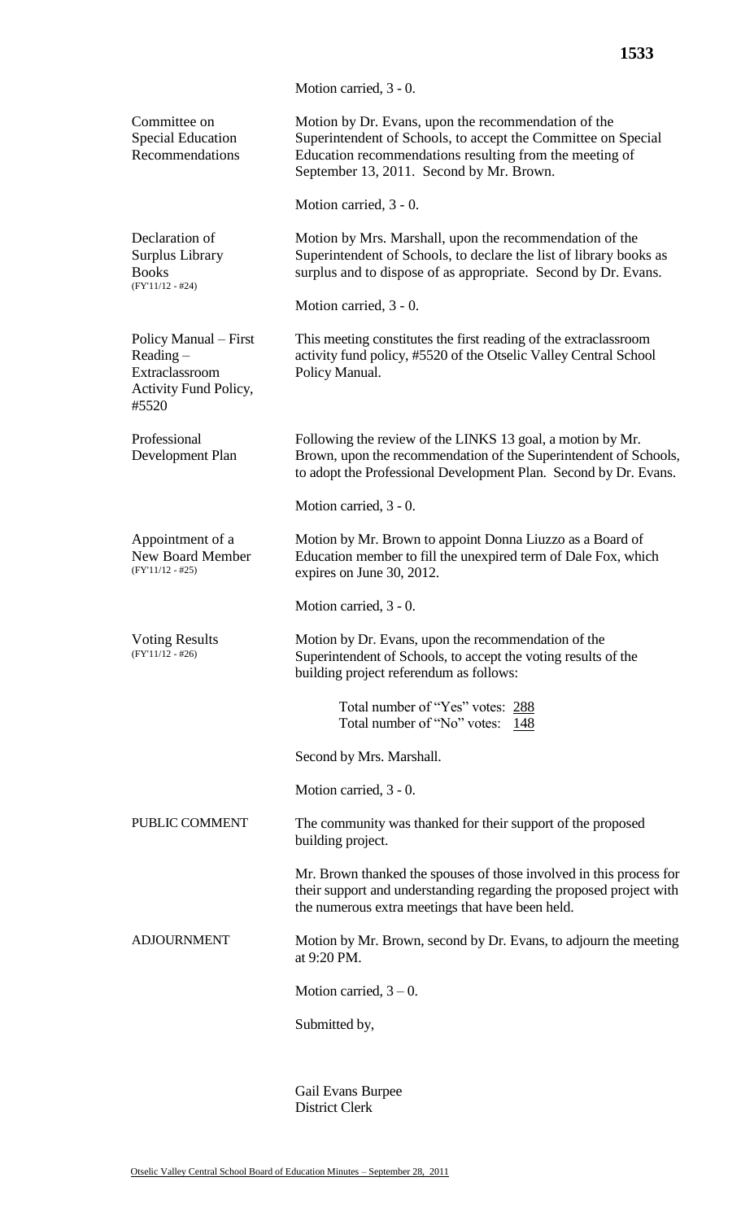Motion carried, 3 - 0.

**Committee on Special Education Recommendations**

Motion by Dr. Evans, upon the recommendation of the Superintendent of Schools, to accept the Committee on Special Education recommendations resulting from the meeting of September 13, 2011. Second by Mr. Brown.

Motion carried, 3 - 0.

**Declaration of Surplus Library Books** (FY'11/12 - #24)

Motion by Mrs. Marshall, upon the recommendation of the Superintendent of Schools, to declare the list of library books as surplus and to dispose of as appropriate. Second by Dr. Evans.

Motion carried, 3 - 0.

**Policy Manual – First Reading – Extraclassroom Activity Fund Policy, #5520**

This meeting constitutes the first reading of the extraclassroom activity fund policy, #5520 of the Otselic Valley Central School Policy Manual.

**Professional Development Plan**

Following the review of the LINKS 13 goal, a motion by Mr. Brown, upon the recommendation of the Superintendent of Schools, to adopt the Professional Development Plan. Second by Dr. Evans.

Motion carried, 3 - 0.

**Appointment of a New Board Member** (FY'11/12 - #25)

Motion by Mr. Brown to appoint Donna Liuzzo as a Board of Education member to fill the unexpired term of Dale Fox, which expires on June 30, 2012.

Motion carried, 3 - 0.

**Voting Results** (FY'11/12 - #26)

Motion by Dr. Evans, upon the recommendation of the Superintendent of Schools, to accept the voting results of the building project referendum as follows:

Total number of "Yes" votes: 288
Total number of "No" votes: 148

Second by Mrs. Marshall.

Motion carried, 3 - 0.

**PUBLIC COMMENT**

The community was thanked for their support of the proposed building project.

Mr. Brown thanked the spouses of those involved in this process for their support and understanding regarding the proposed project with the numerous extra meetings that have been held.

**ADJOURNMENT**

Motion by Mr. Brown, second by Dr. Evans, to adjourn the meeting at 9:20 PM.

Motion carried, 3 – 0.

Submitted by,

Gail Evans Burpee
District Clerk